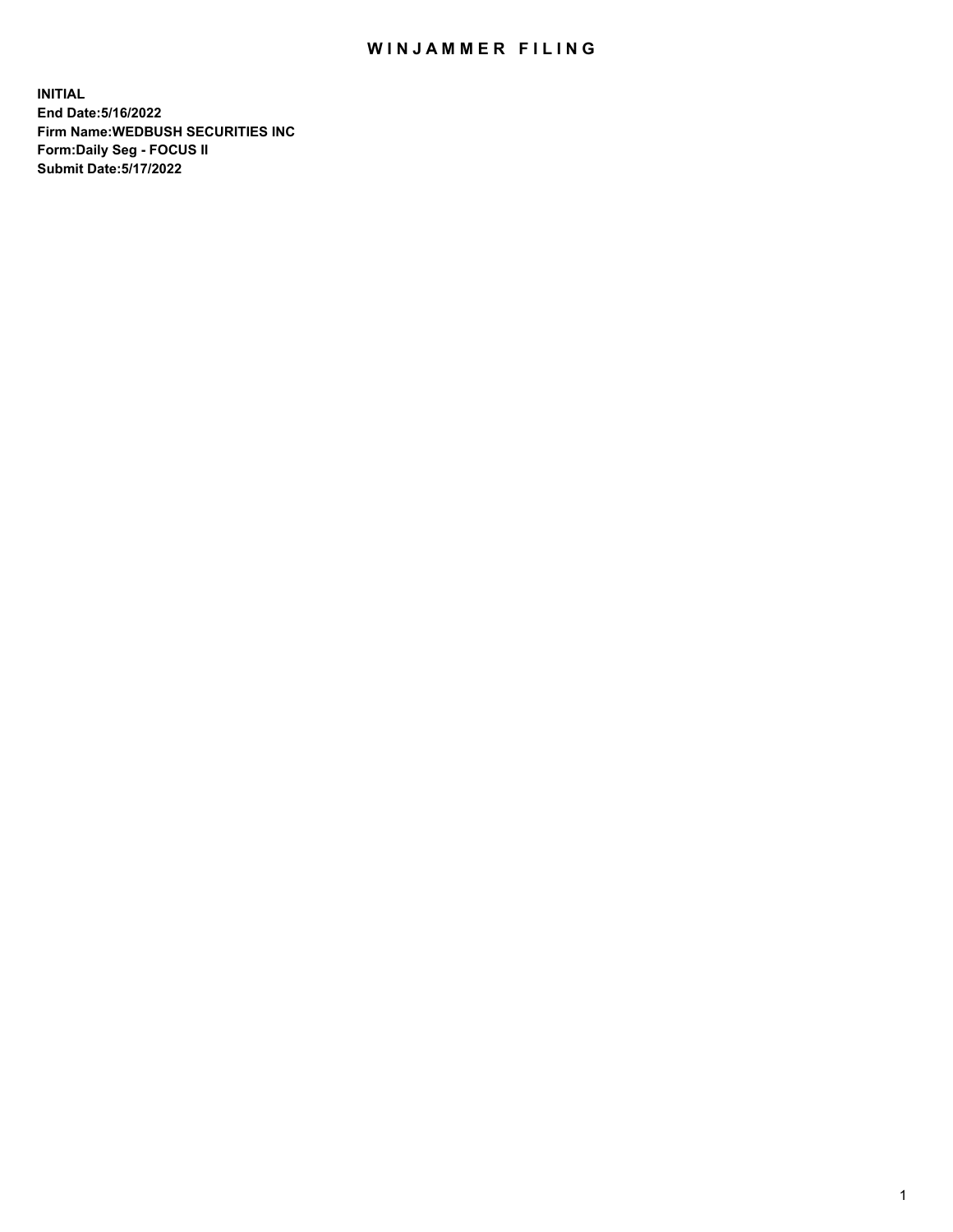# WINJAMMER FILING

**INITIAL**
**End Date:5/16/2022**
**Firm Name:WEDBUSH SECURITIES INC**
**Form:Daily Seg - FOCUS II**
**Submit Date:5/17/2022**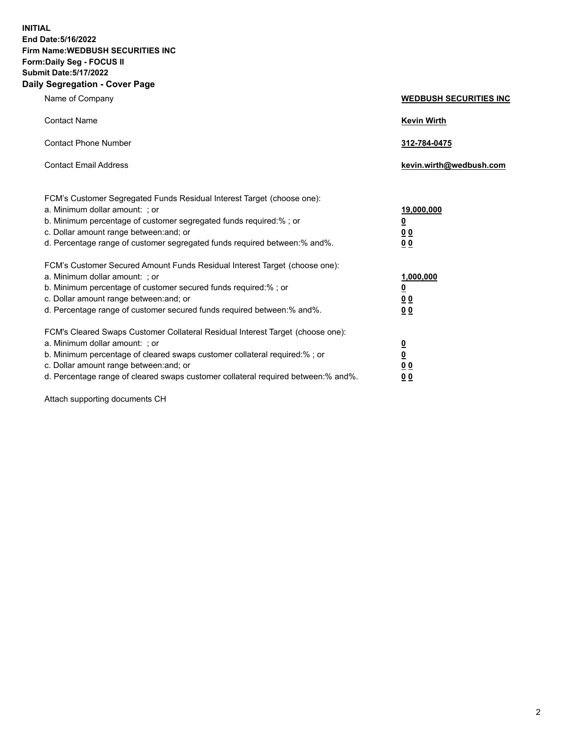**INITIAL**
**End Date:5/16/2022**
**Firm Name:WEDBUSH SECURITIES INC**
**Form:Daily Seg - FOCUS II**
**Submit Date:5/17/2022**

## Daily Segregation - Cover Page

| | |
|---|---|
| Name of Company | **WEDBUSH SECURITIES INC** |
| Contact Name | **Kevin Wirth** |
| Contact Phone Number | **312-784-0475** |
| Contact Email Address | **kevin.wirth@wedbush.com** |

FCM's Customer Segregated Funds Residual Interest Target (choose one):

| | |
|---|---|
| a. Minimum dollar amount: ; or | **19,000,000** |
| b. Minimum percentage of customer segregated funds required:% ; or | **0** |
| c. Dollar amount range between:and; or | **0 0** |
| d. Percentage range of customer segregated funds required between:% and%. | **0 0** |

FCM's Customer Secured Amount Funds Residual Interest Target (choose one):

| | |
|---|---|
| a. Minimum dollar amount: ; or | **1,000,000** |
| b. Minimum percentage of customer secured funds required:% ; or | **0** |
| c. Dollar amount range between:and; or | **0 0** |
| d. Percentage range of customer secured funds required between:% and%. | **0 0** |

FCM's Cleared Swaps Customer Collateral Residual Interest Target (choose one):

| | |
|---|---|
| a. Minimum dollar amount: ; or | **0** |
| b. Minimum percentage of cleared swaps customer collateral required:% ; or | **0** |
| c. Dollar amount range between:and; or | **0 0** |
| d. Percentage range of cleared swaps customer collateral required between:% and%. | **0 0** |

Attach supporting documents CH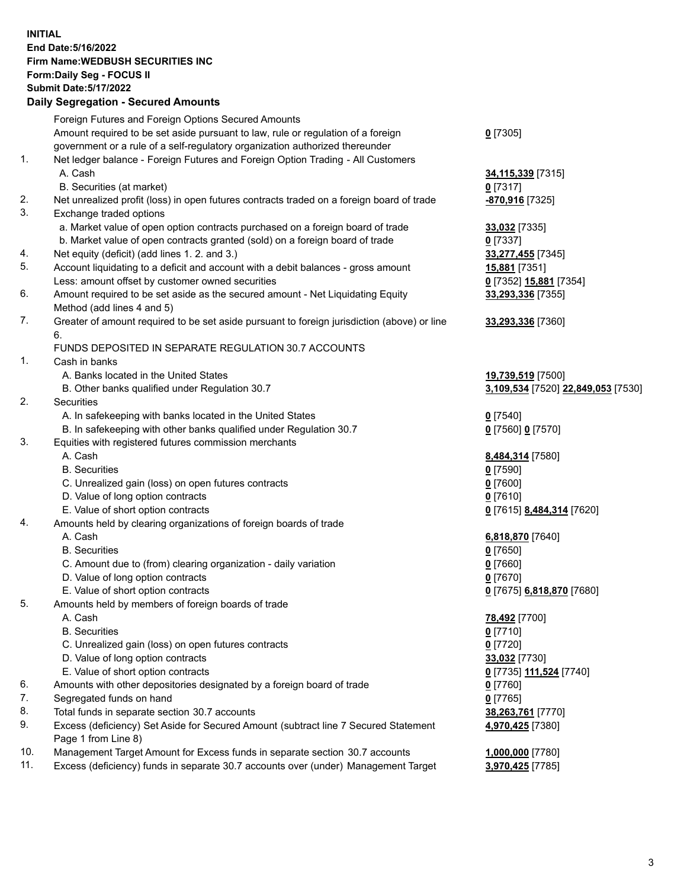**INITIAL**
**End Date:5/16/2022**
**Firm Name:WEDBUSH SECURITIES INC**
**Form:Daily Seg - FOCUS II**
**Submit Date:5/17/2022**

## Daily Segregation - Secured Amounts

| | | |
|---|---|---|
| | Foreign Futures and Foreign Options Secured Amounts | |
| | Amount required to be set aside pursuant to law, rule or regulation of a foreign government or a rule of a self-regulatory organization authorized thereunder | **0** [7305] |
| 1. | Net ledger balance - Foreign Futures and Foreign Option Trading - All Customers | |
| | A. Cash | **34,115,339** [7315] |
| | B. Securities (at market) | **0** [7317] |
| 2. | Net unrealized profit (loss) in open futures contracts traded on a foreign board of trade | **-870,916** [7325] |
| 3. | Exchange traded options | |
| | a. Market value of open option contracts purchased on a foreign board of trade | **33,032** [7335] |
| | b. Market value of open contracts granted (sold) on a foreign board of trade | **0** [7337] |
| 4. | Net equity (deficit) (add lines 1. 2. and 3.) | **33,277,455** [7345] |
| 5. | Account liquidating to a deficit and account with a debit balances - gross amount | **15,881** [7351] |
| | Less: amount offset by customer owned securities | **0** [7352] **15,881** [7354] |
| 6. | Amount required to be set aside as the secured amount - Net Liquidating Equity Method (add lines 4 and 5) | **33,293,336** [7355] |
| 7. | Greater of amount required to be set aside pursuant to foreign jurisdiction (above) or line 6. | **33,293,336** [7360] |
| | FUNDS DEPOSITED IN SEPARATE REGULATION 30.7 ACCOUNTS | |
| 1. | Cash in banks | |
| | A. Banks located in the United States | **19,739,519** [7500] |
| | B. Other banks qualified under Regulation 30.7 | **3,109,534** [7520] **22,849,053** [7530] |
| 2. | Securities | |
| | A. In safekeeping with banks located in the United States | **0** [7540] |
| | B. In safekeeping with other banks qualified under Regulation 30.7 | **0** [7560] **0** [7570] |
| 3. | Equities with registered futures commission merchants | |
| | A. Cash | **8,484,314** [7580] |
| | B. Securities | **0** [7590] |
| | C. Unrealized gain (loss) on open futures contracts | **0** [7600] |
| | D. Value of long option contracts | **0** [7610] |
| | E. Value of short option contracts | **0** [7615] **8,484,314** [7620] |
| 4. | Amounts held by clearing organizations of foreign boards of trade | |
| | A. Cash | **6,818,870** [7640] |
| | B. Securities | **0** [7650] |
| | C. Amount due to (from) clearing organization - daily variation | **0** [7660] |
| | D. Value of long option contracts | **0** [7670] |
| | E. Value of short option contracts | **0** [7675] **6,818,870** [7680] |
| 5. | Amounts held by members of foreign boards of trade | |
| | A. Cash | **78,492** [7700] |
| | B. Securities | **0** [7710] |
| | C. Unrealized gain (loss) on open futures contracts | **0** [7720] |
| | D. Value of long option contracts | **33,032** [7730] |
| | E. Value of short option contracts | **0** [7735] **111,524** [7740] |
| 6. | Amounts with other depositories designated by a foreign board of trade | **0** [7760] |
| 7. | Segregated funds on hand | **0** [7765] |
| 8. | Total funds in separate section 30.7 accounts | **38,263,761** [7770] |
| 9. | Excess (deficiency) Set Aside for Secured Amount (subtract line 7 Secured Statement Page 1 from Line 8) | **4,970,425** [7380] |
| 10. | Management Target Amount for Excess funds in separate section 30.7 accounts | **1,000,000** [7780] |
| 11. | Excess (deficiency) funds in separate 30.7 accounts over (under) Management Target | **3,970,425** [7785] |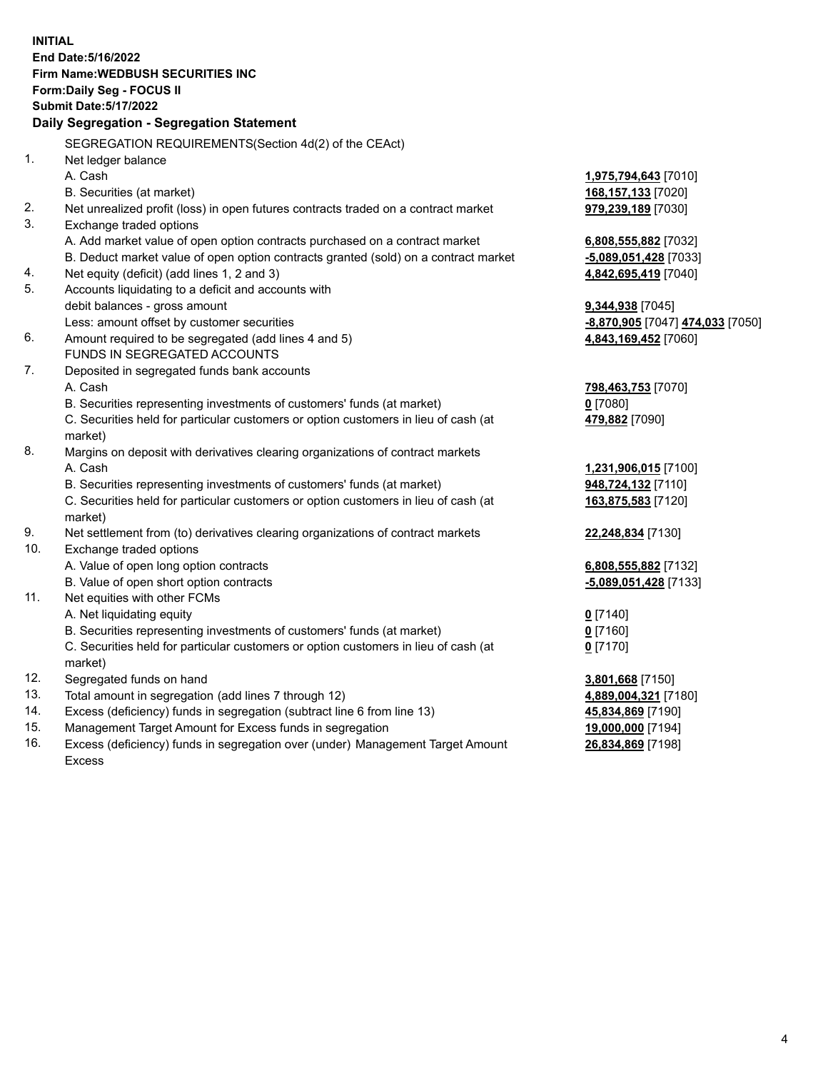**INITIAL**
**End Date:5/16/2022**
**Firm Name:WEDBUSH SECURITIES INC**
**Form:Daily Seg - FOCUS II**
**Submit Date:5/17/2022**

## Daily Segregation - Segregation Statement

SEGREGATION REQUIREMENTS(Section 4d(2) of the CEAct)

| | | |
|---|---|---|
| 1. | Net ledger balance | |
| | A. Cash | **1,975,794,643** [7010] |
| | B. Securities (at market) | **168,157,133** [7020] |
| 2. | Net unrealized profit (loss) in open futures contracts traded on a contract market | **979,239,189** [7030] |
| 3. | Exchange traded options | |
| | A. Add market value of open option contracts purchased on a contract market | **6,808,555,882** [7032] |
| | B. Deduct market value of open option contracts granted (sold) on a contract market | **-5,089,051,428** [7033] |
| 4. | Net equity (deficit) (add lines 1, 2 and 3) | **4,842,695,419** [7040] |
| 5. | Accounts liquidating to a deficit and accounts with debit balances - gross amount | **9,344,938** [7045] |
| | Less: amount offset by customer securities | **-8,870,905** [7047] **474,033** [7050] |
| 6. | Amount required to be segregated (add lines 4 and 5) | **4,843,169,452** [7060] |
| | FUNDS IN SEGREGATED ACCOUNTS | |
| 7. | Deposited in segregated funds bank accounts | |
| | A. Cash | **798,463,753** [7070] |
| | B. Securities representing investments of customers' funds (at market) | **0** [7080] |
| | C. Securities held for particular customers or option customers in lieu of cash (at market) | **479,882** [7090] |
| 8. | Margins on deposit with derivatives clearing organizations of contract markets | |
| | A. Cash | **1,231,906,015** [7100] |
| | B. Securities representing investments of customers' funds (at market) | **948,724,132** [7110] |
| | C. Securities held for particular customers or option customers in lieu of cash (at market) | **163,875,583** [7120] |
| 9. | Net settlement from (to) derivatives clearing organizations of contract markets | **22,248,834** [7130] |
| 10. | Exchange traded options | |
| | A. Value of open long option contracts | **6,808,555,882** [7132] |
| | B. Value of open short option contracts | **-5,089,051,428** [7133] |
| 11. | Net equities with other FCMs | |
| | A. Net liquidating equity | **0** [7140] |
| | B. Securities representing investments of customers' funds (at market) | **0** [7160] |
| | C. Securities held for particular customers or option customers in lieu of cash (at market) | **0** [7170] |
| 12. | Segregated funds on hand | **3,801,668** [7150] |
| 13. | Total amount in segregation (add lines 7 through 12) | **4,889,004,321** [7180] |
| 14. | Excess (deficiency) funds in segregation (subtract line 6 from line 13) | **45,834,869** [7190] |
| 15. | Management Target Amount for Excess funds in segregation | **19,000,000** [7194] |
| 16. | Excess (deficiency) funds in segregation over (under) Management Target Amount Excess | **26,834,869** [7198] |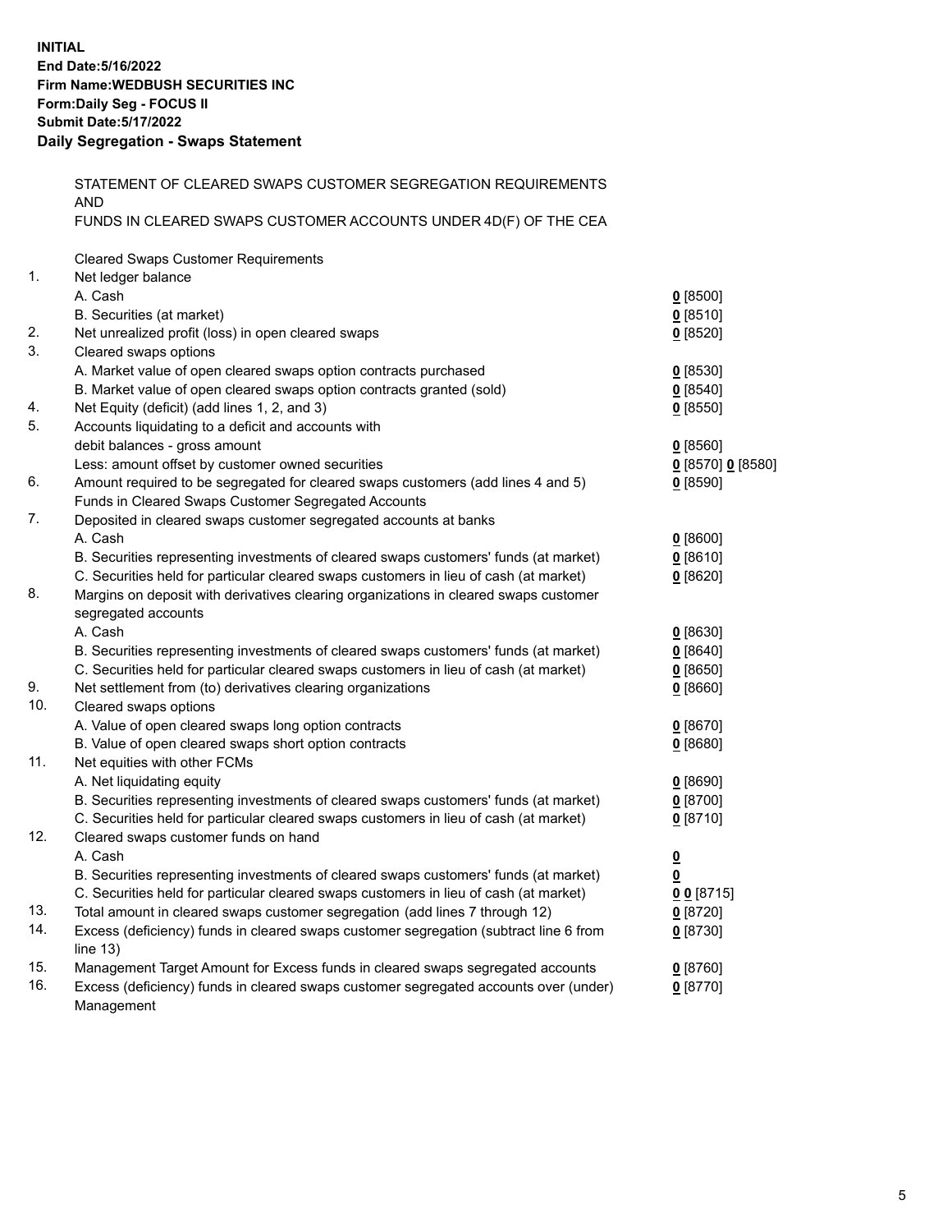**INITIAL**
**End Date:5/16/2022**
**Firm Name:WEDBUSH SECURITIES INC**
**Form:Daily Seg - FOCUS II**
**Submit Date:5/17/2022**
**Daily Segregation - Swaps Statement**

STATEMENT OF CLEARED SWAPS CUSTOMER SEGREGATION REQUIREMENTS AND FUNDS IN CLEARED SWAPS CUSTOMER ACCOUNTS UNDER 4D(F) OF THE CEA

| | | |
|---|---|---|
| | Cleared Swaps Customer Requirements | |
| 1. | Net ledger balance | |
| | A. Cash | 0 [8500] |
| | B. Securities (at market) | 0 [8510] |
| 2. | Net unrealized profit (loss) in open cleared swaps | 0 [8520] |
| 3. | Cleared swaps options | |
| | A. Market value of open cleared swaps option contracts purchased | 0 [8530] |
| | B. Market value of open cleared swaps option contracts granted (sold) | 0 [8540] |
| 4. | Net Equity (deficit) (add lines 1, 2, and 3) | 0 [8550] |
| 5. | Accounts liquidating to a deficit and accounts with | |
| | debit balances - gross amount | 0 [8560] |
| | Less: amount offset by customer owned securities | 0 [8570] 0 [8580] |
| 6. | Amount required to be segregated for cleared swaps customers (add lines 4 and 5) | 0 [8590] |
| | Funds in Cleared Swaps Customer Segregated Accounts | |
| 7. | Deposited in cleared swaps customer segregated accounts at banks | |
| | A. Cash | 0 [8600] |
| | B. Securities representing investments of cleared swaps customers' funds (at market) | 0 [8610] |
| | C. Securities held for particular cleared swaps customers in lieu of cash (at market) | 0 [8620] |
| 8. | Margins on deposit with derivatives clearing organizations in cleared swaps customer segregated accounts | |
| | A. Cash | 0 [8630] |
| | B. Securities representing investments of cleared swaps customers' funds (at market) | 0 [8640] |
| | C. Securities held for particular cleared swaps customers in lieu of cash (at market) | 0 [8650] |
| 9. | Net settlement from (to) derivatives clearing organizations | 0 [8660] |
| 10. | Cleared swaps options | |
| | A. Value of open cleared swaps long option contracts | 0 [8670] |
| | B. Value of open cleared swaps short option contracts | 0 [8680] |
| 11. | Net equities with other FCMs | |
| | A. Net liquidating equity | 0 [8690] |
| | B. Securities representing investments of cleared swaps customers' funds (at market) | 0 [8700] |
| | C. Securities held for particular cleared swaps customers in lieu of cash (at market) | 0 [8710] |
| 12. | Cleared swaps customer funds on hand | |
| | A. Cash | 0 |
| | B. Securities representing investments of cleared swaps customers' funds (at market) | 0 |
| | C. Securities held for particular cleared swaps customers in lieu of cash (at market) | 0 0 [8715] |
| 13. | Total amount in cleared swaps customer segregation (add lines 7 through 12) | 0 [8720] |
| 14. | Excess (deficiency) funds in cleared swaps customer segregation (subtract line 6 from line 13) | 0 [8730] |
| 15. | Management Target Amount for Excess funds in cleared swaps segregated accounts | 0 [8760] |
| 16. | Excess (deficiency) funds in cleared swaps customer segregated accounts over (under) Management | 0 [8770] |